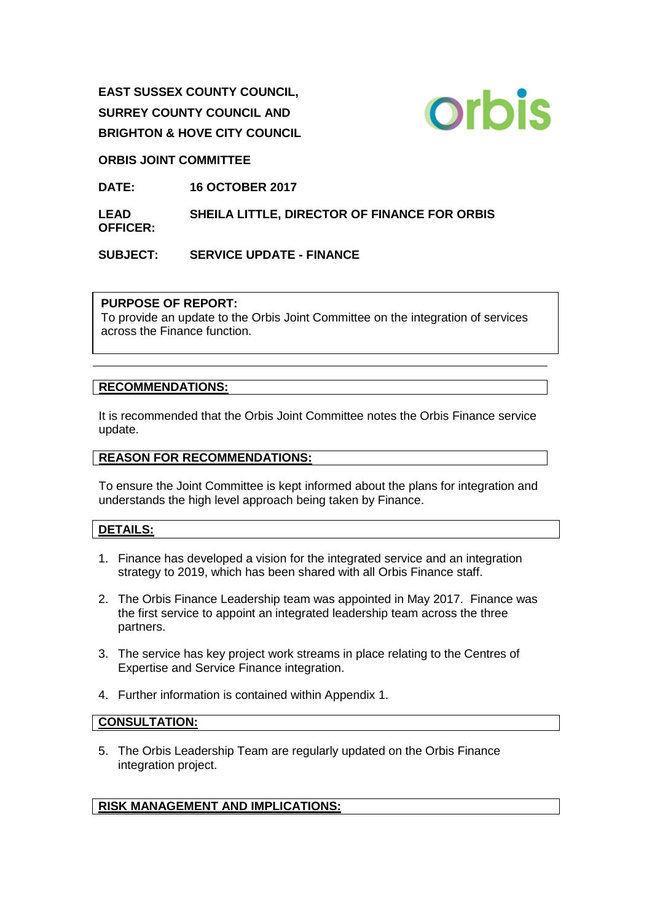**EAST SUSSEX COUNTY COUNCIL,**

**SURREY COUNTY COUNCIL AND**

**BRIGHTON & HOVE CITY COUNCIL**

**ORBIS JOINT COMMITTEE**

**DATE:** **16 OCTOBER 2017**

**LEAD OFFICER:** **SHEILA LITTLE, DIRECTOR OF FINANCE FOR ORBIS**

**SUBJECT:** **SERVICE UPDATE - FINANCE**

**PURPOSE OF REPORT:**
To provide an update to the Orbis Joint Committee on the integration of services across the Finance function.

## RECOMMENDATIONS:

It is recommended that the Orbis Joint Committee notes the Orbis Finance service update.

## REASON FOR RECOMMENDATIONS:

To ensure the Joint Committee is kept informed about the plans for integration and understands the high level approach being taken by Finance.

## DETAILS:

1. Finance has developed a vision for the integrated service and an integration strategy to 2019, which has been shared with all Orbis Finance staff.

2. The Orbis Finance Leadership team was appointed in May 2017. Finance was the first service to appoint an integrated leadership team across the three partners.

3. The service has key project work streams in place relating to the Centres of Expertise and Service Finance integration.

4. Further information is contained within Appendix 1.

## CONSULTATION:

5. The Orbis Leadership Team are regularly updated on the Orbis Finance integration project.

## RISK MANAGEMENT AND IMPLICATIONS: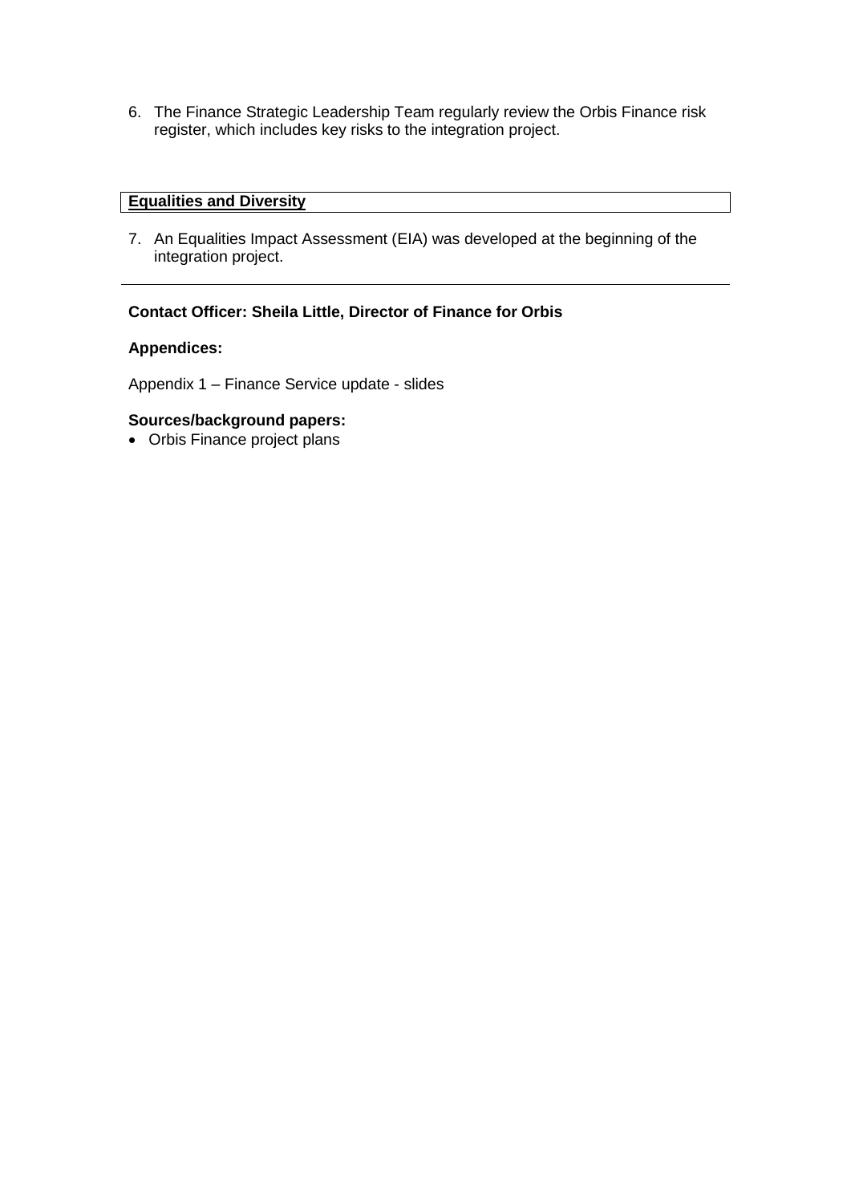6. The Finance Strategic Leadership Team regularly review the Orbis Finance risk register, which includes key risks to the integration project.

## Equalities and Diversity

7. An Equalities Impact Assessment (EIA) was developed at the beginning of the integration project.

---

**Contact Officer: Sheila Little, Director of Finance for Orbis**

**Appendices:**

Appendix 1 – Finance Service update - slides

**Sources/background papers:**

- Orbis Finance project plans